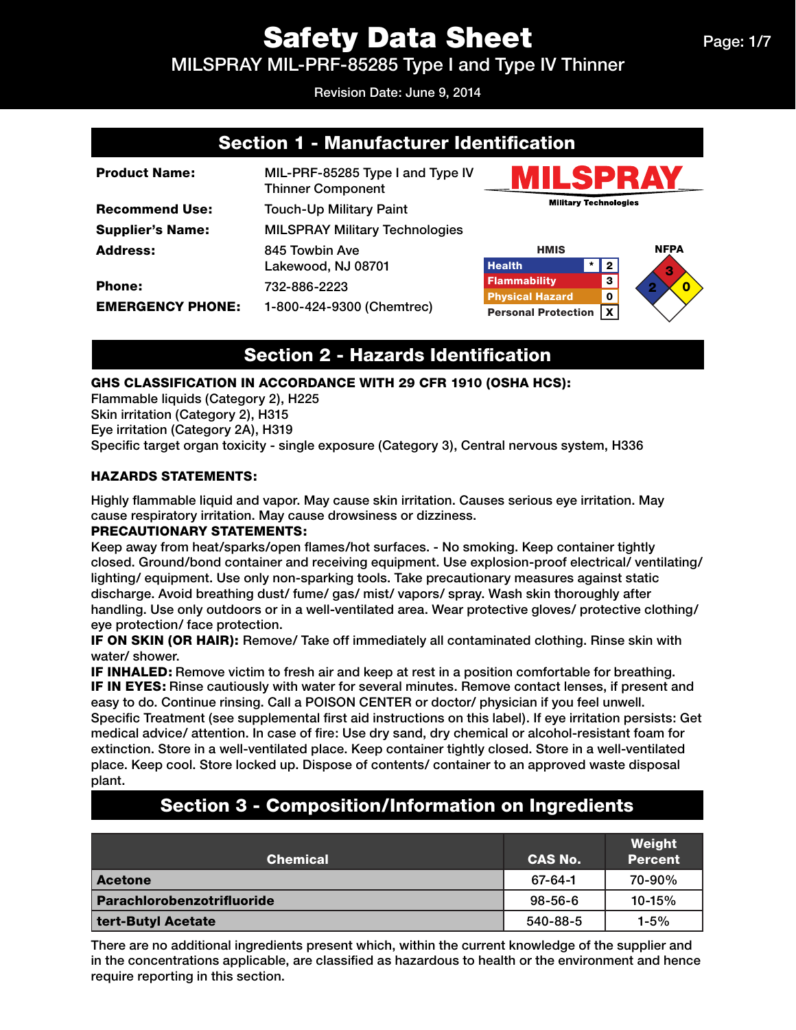# Safety Data Sheet

MILSPRAY MIL-PRF-85285 Type I and Type IV Thinner

Revision Date: June 9, 2014

## Section 1 - Manufacturer Identification

| | |
|---|---|
| **Product Name:** | MIL-PRF-85285 Type I and Type IV Thinner Component |
| **Recommend Use:** | Touch-Up Military Paint |
| **Supplier's Name:** | MILSPRAY Military Technologies |
| **Address:** | 845 Towbin Ave<br>Lakewood, NJ 08701 |
| **Phone:** | 732-886-2223 |
| **EMERGENCY PHONE:** | 1-800-424-9300 (Chemtrec) |

MILSPRAY Military Technologies

**HMIS**

| | | |
|---|---|---|
| Health | * | 2 |
| Flammability | | 3 |
| Physical Hazard | | 0 |
| Personal Protection | | X |

**NFPA**

Health: 2, Flammability: 3, Reactivity: 0

## Section 2 - Hazards Identification

**GHS CLASSIFICATION IN ACCORDANCE WITH 29 CFR 1910 (OSHA HCS):**
Flammable liquids (Category 2), H225
Skin irritation (Category 2), H315
Eye irritation (Category 2A), H319
Specific target organ toxicity - single exposure (Category 3), Central nervous system, H336

**HAZARDS STATEMENTS:**

Highly flammable liquid and vapor. May cause skin irritation. Causes serious eye irritation. May cause respiratory irritation. May cause drowsiness or dizziness.

**PRECAUTIONARY STATEMENTS:**
Keep away from heat/sparks/open flames/hot surfaces. - No smoking. Keep container tightly closed. Ground/bond container and receiving equipment. Use explosion-proof electrical/ ventilating/ lighting/ equipment. Use only non-sparking tools. Take precautionary measures against static discharge. Avoid breathing dust/ fume/ gas/ mist/ vapors/ spray. Wash skin thoroughly after handling. Use only outdoors or in a well-ventilated area. Wear protective gloves/ protective clothing/ eye protection/ face protection.
**IF ON SKIN (OR HAIR):** Remove/ Take off immediately all contaminated clothing. Rinse skin with water/ shower.
**IF INHALED:** Remove victim to fresh air and keep at rest in a position comfortable for breathing.
**IF IN EYES:** Rinse cautiously with water for several minutes. Remove contact lenses, if present and easy to do. Continue rinsing. Call a POISON CENTER or doctor/ physician if you feel unwell. Specific Treatment (see supplemental first aid instructions on this label). If eye irritation persists: Get medical advice/ attention. In case of fire: Use dry sand, dry chemical or alcohol-resistant foam for extinction. Store in a well-ventilated place. Keep container tightly closed. Store in a well-ventilated place. Keep cool. Store locked up. Dispose of contents/ container to an approved waste disposal plant.

## Section 3 - Composition/Information on Ingredients

| Chemical | CAS No. | Weight Percent |
|---|---|---|
| **Acetone** | 67-64-1 | 70-90% |
| **Parachlorobenzotrifluoride** | 98-56-6 | 10-15% |
| **tert-Butyl Acetate** | 540-88-5 | 1-5% |

There are no additional ingredients present which, within the current knowledge of the supplier and in the concentrations applicable, are classified as hazardous to health or the environment and hence require reporting in this section.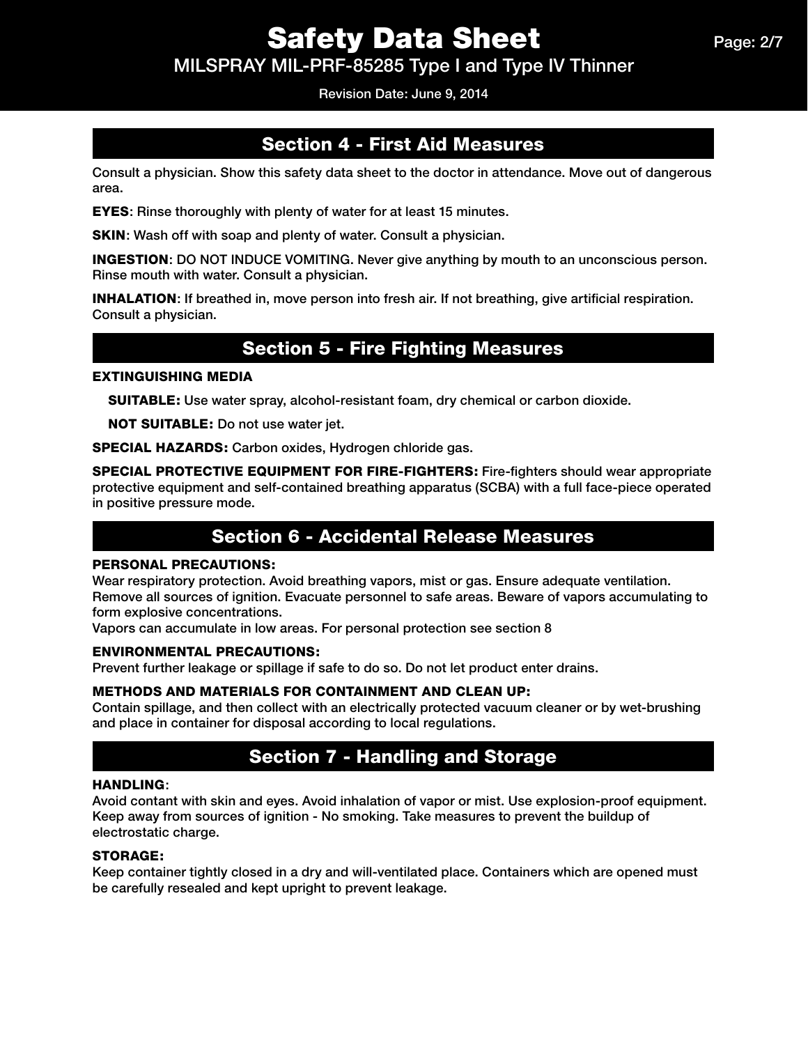## Section 4 - First Aid Measures

Consult a physician. Show this safety data sheet to the doctor in attendance. Move out of dangerous area.

**EYES**: Rinse thoroughly with plenty of water for at least 15 minutes.

**SKIN**: Wash off with soap and plenty of water. Consult a physician.

**INGESTION**: DO NOT INDUCE VOMITING. Never give anything by mouth to an unconscious person. Rinse mouth with water. Consult a physician.

**INHALATION**: If breathed in, move person into fresh air. If not breathing, give artificial respiration. Consult a physician.

## Section 5 - Fire Fighting Measures

**EXTINGUISHING MEDIA**

**SUITABLE:** Use water spray, alcohol-resistant foam, dry chemical or carbon dioxide.

**NOT SUITABLE:** Do not use water jet.

**SPECIAL HAZARDS:** Carbon oxides, Hydrogen chloride gas.

**SPECIAL PROTECTIVE EQUIPMENT FOR FIRE-FIGHTERS:** Fire-fighters should wear appropriate protective equipment and self-contained breathing apparatus (SCBA) with a full face-piece operated in positive pressure mode.

## Section 6 - Accidental Release Measures

**PERSONAL PRECAUTIONS:**
Wear respiratory protection. Avoid breathing vapors, mist or gas. Ensure adequate ventilation. Remove all sources of ignition. Evacuate personnel to safe areas. Beware of vapors accumulating to form explosive concentrations.
Vapors can accumulate in low areas. For personal protection see section 8

**ENVIRONMENTAL PRECAUTIONS:**
Prevent further leakage or spillage if safe to do so. Do not let product enter drains.

**METHODS AND MATERIALS FOR CONTAINMENT AND CLEAN UP:**
Contain spillage, and then collect with an electrically protected vacuum cleaner or by wet-brushing and place in container for disposal according to local regulations.

## Section 7 - Handling and Storage

**HANDLING**:
Avoid contant with skin and eyes. Avoid inhalation of vapor or mist. Use explosion-proof equipment. Keep away from sources of ignition - No smoking. Take measures to prevent the buildup of electrostatic charge.

**STORAGE:**
Keep container tightly closed in a dry and will-ventilated place. Containers which are opened must be carefully resealed and kept upright to prevent leakage.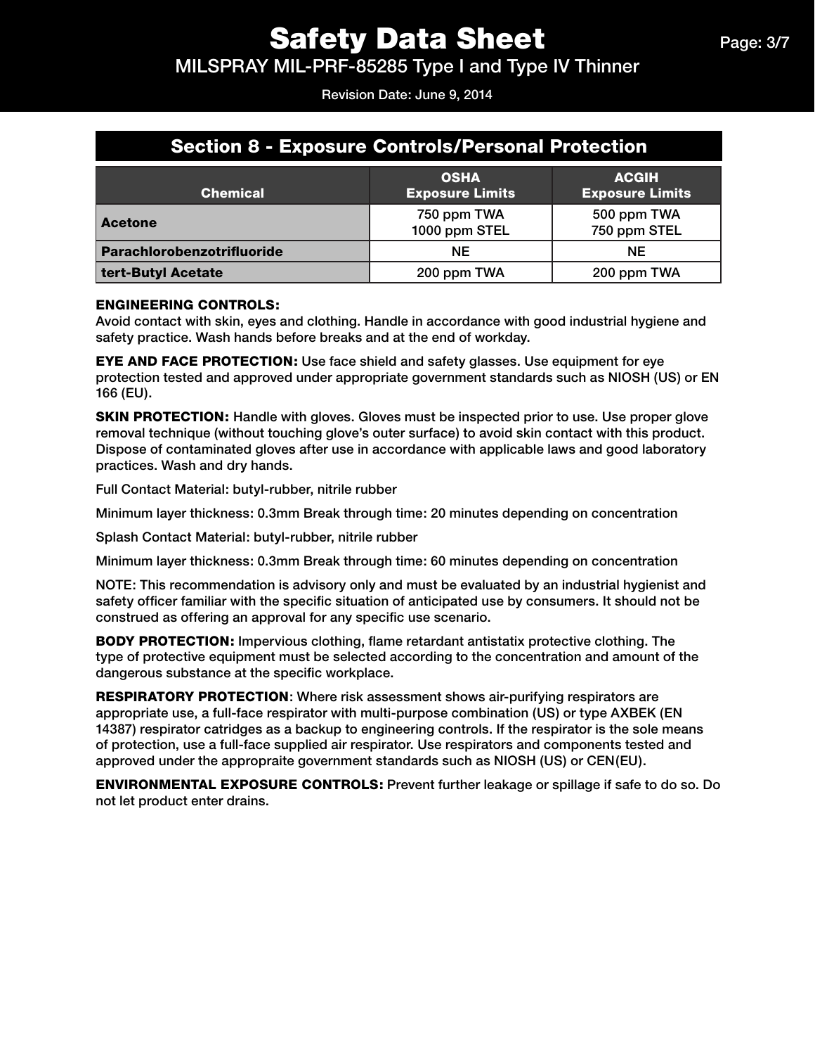## Section 8 - Exposure Controls/Personal Protection

| Chemical | OSHA Exposure Limits | ACGIH Exposure Limits |
|---|---|---|
| **Acetone** | 750 ppm TWA<br>1000 ppm STEL | 500 ppm TWA<br>750 ppm STEL |
| **Parachlorobenzotrifluoride** | NE | NE |
| **tert-Butyl Acetate** | 200 ppm TWA | 200 ppm TWA |

**ENGINEERING CONTROLS:**
Avoid contact with skin, eyes and clothing. Handle in accordance with good industrial hygiene and safety practice. Wash hands before breaks and at the end of workday.

**EYE AND FACE PROTECTION:** Use face shield and safety glasses. Use equipment for eye protection tested and approved under appropriate government standards such as NIOSH (US) or EN 166 (EU).

**SKIN PROTECTION:** Handle with gloves. Gloves must be inspected prior to use. Use proper glove removal technique (without touching glove's outer surface) to avoid skin contact with this product. Dispose of contaminated gloves after use in accordance with applicable laws and good laboratory practices. Wash and dry hands.

Full Contact Material: butyl-rubber, nitrile rubber

Minimum layer thickness: 0.3mm Break through time: 20 minutes depending on concentration

Splash Contact Material: butyl-rubber, nitrile rubber

Minimum layer thickness: 0.3mm Break through time: 60 minutes depending on concentration

NOTE: This recommendation is advisory only and must be evaluated by an industrial hygienist and safety officer familiar with the specific situation of anticipated use by consumers. It should not be construed as offering an approval for any specific use scenario.

**BODY PROTECTION:** Impervious clothing, flame retardant antistatix protective clothing. The type of protective equipment must be selected according to the concentration and amount of the dangerous substance at the specific workplace.

**RESPIRATORY PROTECTION**: Where risk assessment shows air-purifying respirators are appropriate use, a full-face respirator with multi-purpose combination (US) or type AXBEK (EN 14387) respirator catridges as a backup to engineering controls. If the respirator is the sole means of protection, use a full-face supplied air respirator. Use respirators and components tested and approved under the appropraite government standards such as NIOSH (US) or CEN(EU).

**ENVIRONMENTAL EXPOSURE CONTROLS:** Prevent further leakage or spillage if safe to do so. Do not let product enter drains.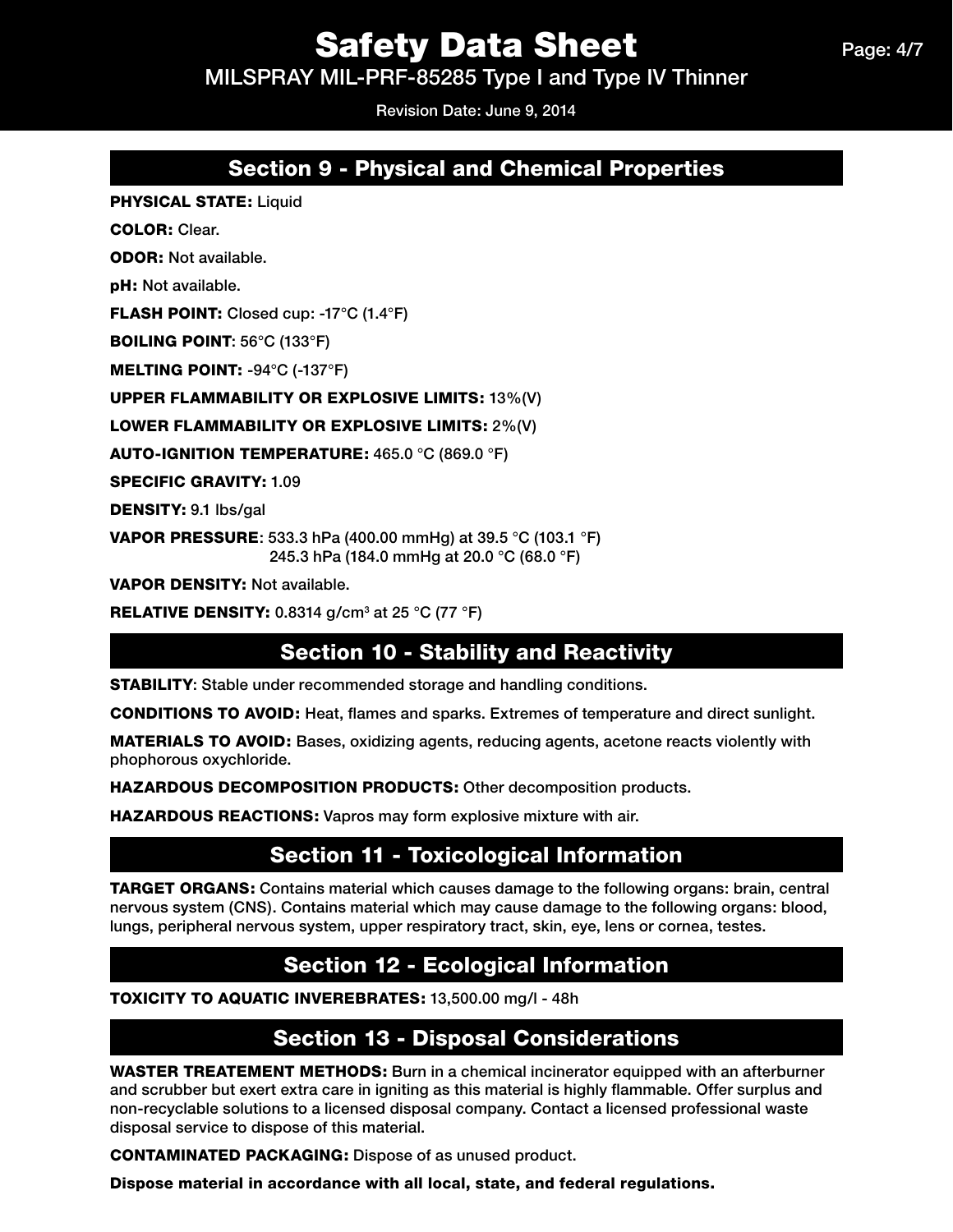## Section 9 - Physical and Chemical Properties

**PHYSICAL STATE:** Liquid

**COLOR:** Clear.

**ODOR:** Not available.

**pH:** Not available.

**FLASH POINT:** Closed cup: -17°C (1.4°F)

**BOILING POINT**: 56°C (133°F)

**MELTING POINT:** -94°C (-137°F)

**UPPER FLAMMABILITY OR EXPLOSIVE LIMITS:** 13%(V)

**LOWER FLAMMABILITY OR EXPLOSIVE LIMITS:** 2%(V)

**AUTO-IGNITION TEMPERATURE:** 465.0 °C (869.0 °F)

**SPECIFIC GRAVITY:** 1.09

**DENSITY:** 9.1 lbs/gal

**VAPOR PRESSURE**: 533.3 hPa (400.00 mmHg) at 39.5 °C (103.1 °F)
245.3 hPa (184.0 mmHg at 20.0 °C (68.0 °F)

**VAPOR DENSITY:** Not available.

**RELATIVE DENSITY:** 0.8314 g/cm$^3$ at 25 °C (77 °F)

## Section 10 - Stability and Reactivity

**STABILITY**: Stable under recommended storage and handling conditions.

**CONDITIONS TO AVOID:** Heat, flames and sparks. Extremes of temperature and direct sunlight.

**MATERIALS TO AVOID:** Bases, oxidizing agents, reducing agents, acetone reacts violently with phophorous oxychloride.

**HAZARDOUS DECOMPOSITION PRODUCTS:** Other decomposition products.

**HAZARDOUS REACTIONS:** Vapros may form explosive mixture with air.

## Section 11 - Toxicological Information

**TARGET ORGANS:** Contains material which causes damage to the following organs: brain, central nervous system (CNS). Contains material which may cause damage to the following organs: blood, lungs, peripheral nervous system, upper respiratory tract, skin, eye, lens or cornea, testes.

## Section 12 - Ecological Information

**TOXICITY TO AQUATIC INVEREBRATES:** 13,500.00 mg/l - 48h

## Section 13 - Disposal Considerations

**WASTER TREATEMENT METHODS:** Burn in a chemical incinerator equipped with an afterburner and scrubber but exert extra care in igniting as this material is highly flammable. Offer surplus and non-recyclable solutions to a licensed disposal company. Contact a licensed professional waste disposal service to dispose of this material.

**CONTAMINATED PACKAGING:** Dispose of as unused product.

**Dispose material in accordance with all local, state, and federal regulations.**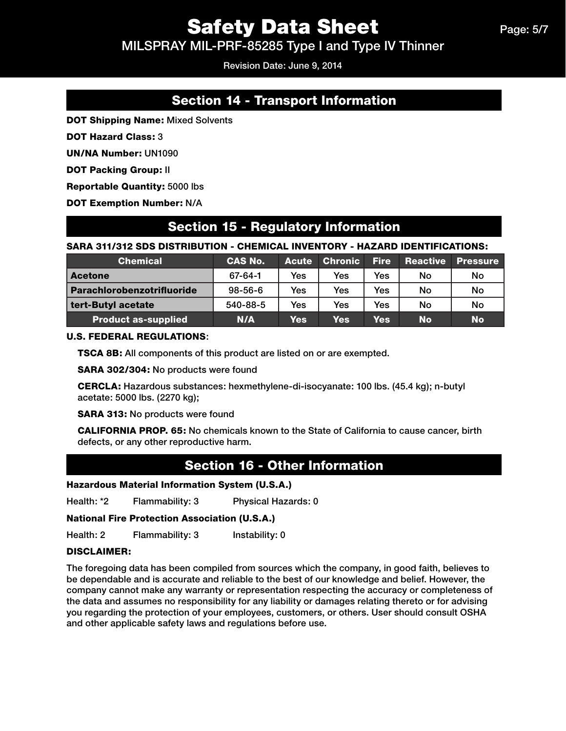## Section 14 - Transport Information

**DOT Shipping Name:** Mixed Solvents

**DOT Hazard Class:** 3

**UN/NA Number:** UN1090

**DOT Packing Group:** II

**Reportable Quantity:** 5000 lbs

**DOT Exemption Number:** N/A

## Section 15 - Regulatory Information

**SARA 311/312 SDS DISTRIBUTION - CHEMICAL INVENTORY - HAZARD IDENTIFICATIONS:**

| Chemical | CAS No. | Acute | Chronic | Fire | Reactive | Pressure |
|---|---|---|---|---|---|---|
| **Acetone** | 67-64-1 | Yes | Yes | Yes | No | No |
| **Parachlorobenzotrifluoride** | 98-56-6 | Yes | Yes | Yes | No | No |
| **tert-Butyl acetate** | 540-88-5 | Yes | Yes | Yes | No | No |
| **Product as-supplied** | **N/A** | **Yes** | **Yes** | **Yes** | **No** | **No** |

**U.S. FEDERAL REGULATIONS**:

**TSCA 8B:** All components of this product are listed on or are exempted.

**SARA 302/304:** No products were found

**CERCLA:** Hazardous substances: hexmethylene-di-isocyanate: 100 lbs. (45.4 kg); n-butyl acetate: 5000 lbs. (2270 kg);

**SARA 313:** No products were found

**CALIFORNIA PROP. 65:** No chemicals known to the State of California to cause cancer, birth defects, or any other reproductive harm.

## Section 16 - Other Information

**Hazardous Material Information System (U.S.A.)**

Health: *2 Flammability: 3 Physical Hazards: 0

**National Fire Protection Association (U.S.A.)**

Health: 2 Flammability: 3 Instability: 0

**DISCLAIMER:**

The foregoing data has been compiled from sources which the company, in good faith, believes to be dependable and is accurate and reliable to the best of our knowledge and belief. However, the company cannot make any warranty or representation respecting the accuracy or completeness of the data and assumes no responsibility for any liability or damages relating thereto or for advising you regarding the protection of your employees, customers, or others. User should consult OSHA and other applicable safety laws and regulations before use.